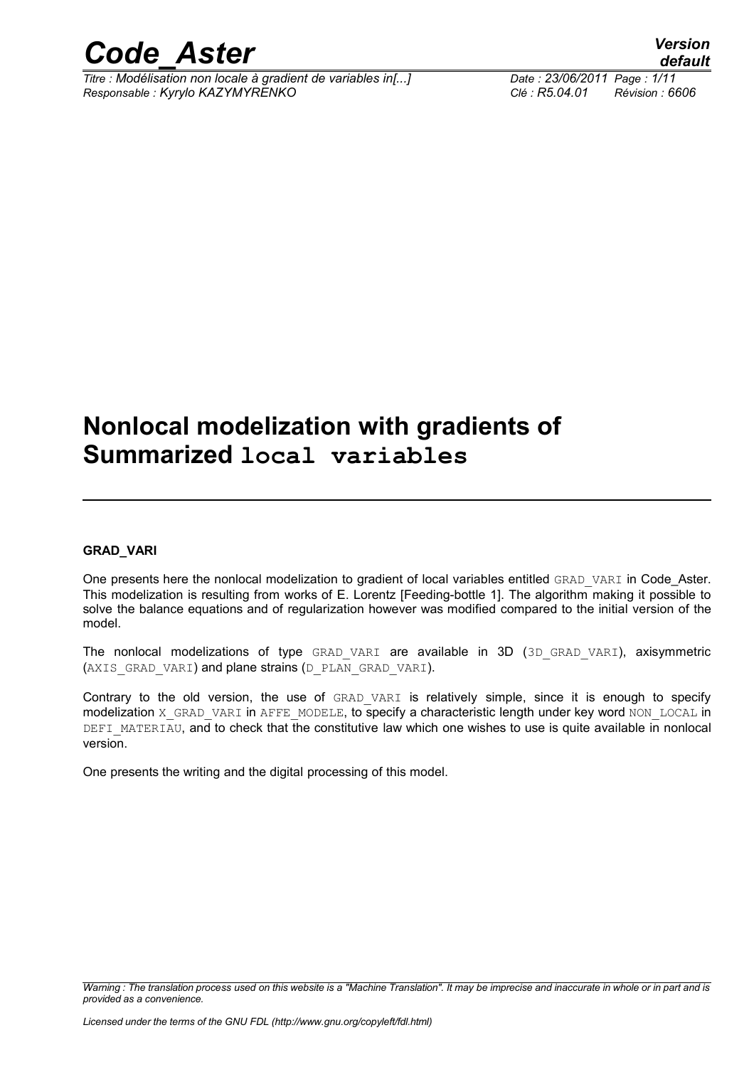# Nonlocal modelization with gradients of Summarized `local variables`

**GRAD_VARI**

One presents here the nonlocal modelization to gradient of local variables entitled `GRAD_VARI` in Code_Aster. This modelization is resulting from works of E. Lorentz [Feeding-bottle 1]. The algorithm making it possible to solve the balance equations and of regularization however was modified compared to the initial version of the model.

The nonlocal modelizations of type `GRAD_VARI` are available in 3D (`3D_GRAD_VARI`), axisymmetric (`AXIS_GRAD_VARI`) and plane strains (`D_PLAN_GRAD_VARI`).

Contrary to the old version, the use of `GRAD_VARI` is relatively simple, since it is enough to specify modelization `X_GRAD_VARI` in `AFFE_MODELE`, to specify a characteristic length under key word `NON_LOCAL` in `DEFI_MATERIAU`, and to check that the constitutive law which one wishes to use is quite available in nonlocal version.

One presents the writing and the digital processing of this model.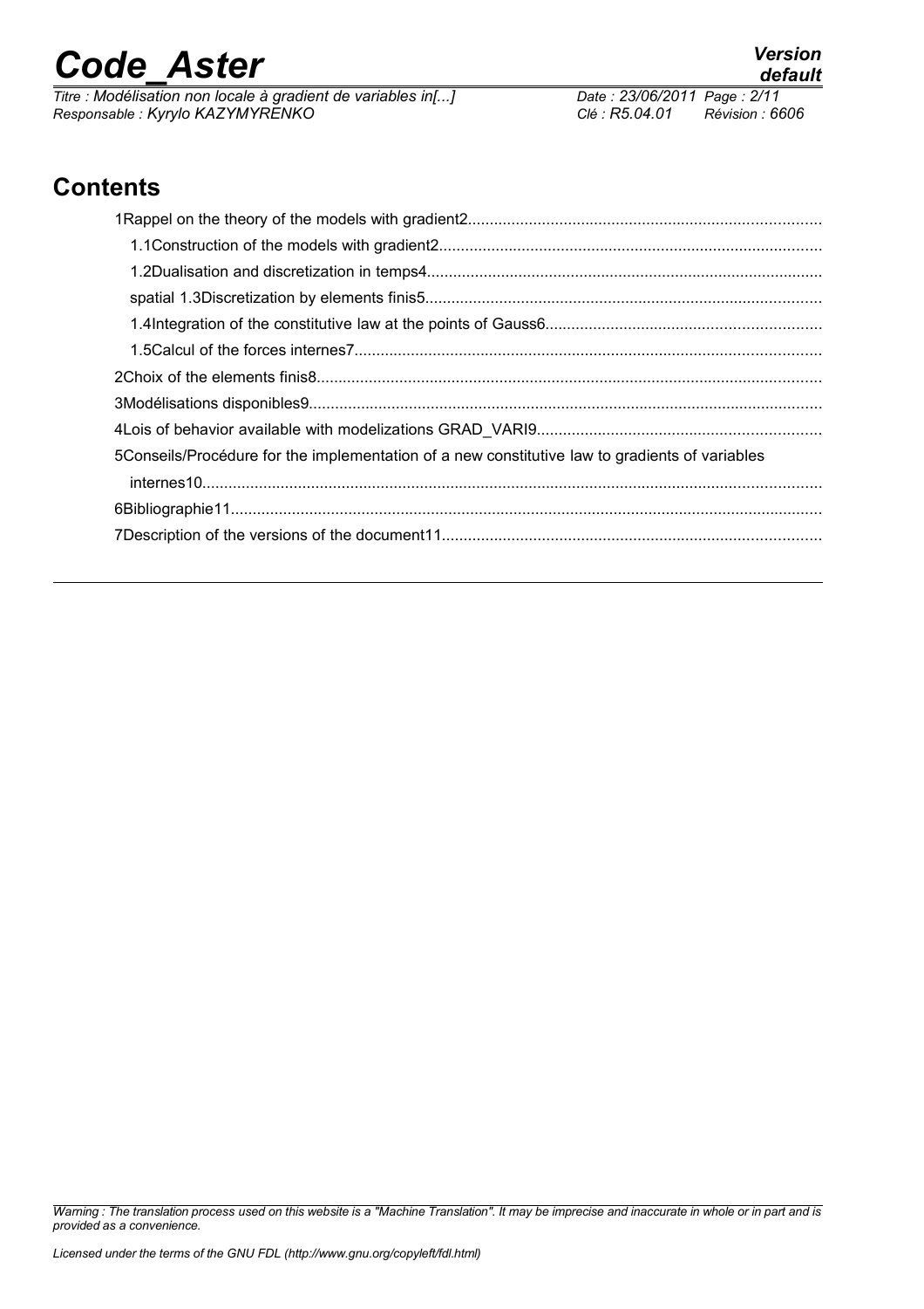## Contents

1Rappel on the theory of the models with gradient2
- 1.1Construction of the models with gradient2
- 1.2Dualisation and discretization in temps4
- spatial 1.3Discretization by elements finis5
- 1.4Integration of the constitutive law at the points of Gauss6
- 1.5Calcul of the forces internes7

2Choix of the elements finis8

3Modélisations disponibles9

4Lois of behavior available with modelizations GRAD_VARI9

5Conseils/Procédure for the implementation of a new constitutive law to gradients of variables internes10

6Bibliographie11

7Description of the versions of the document11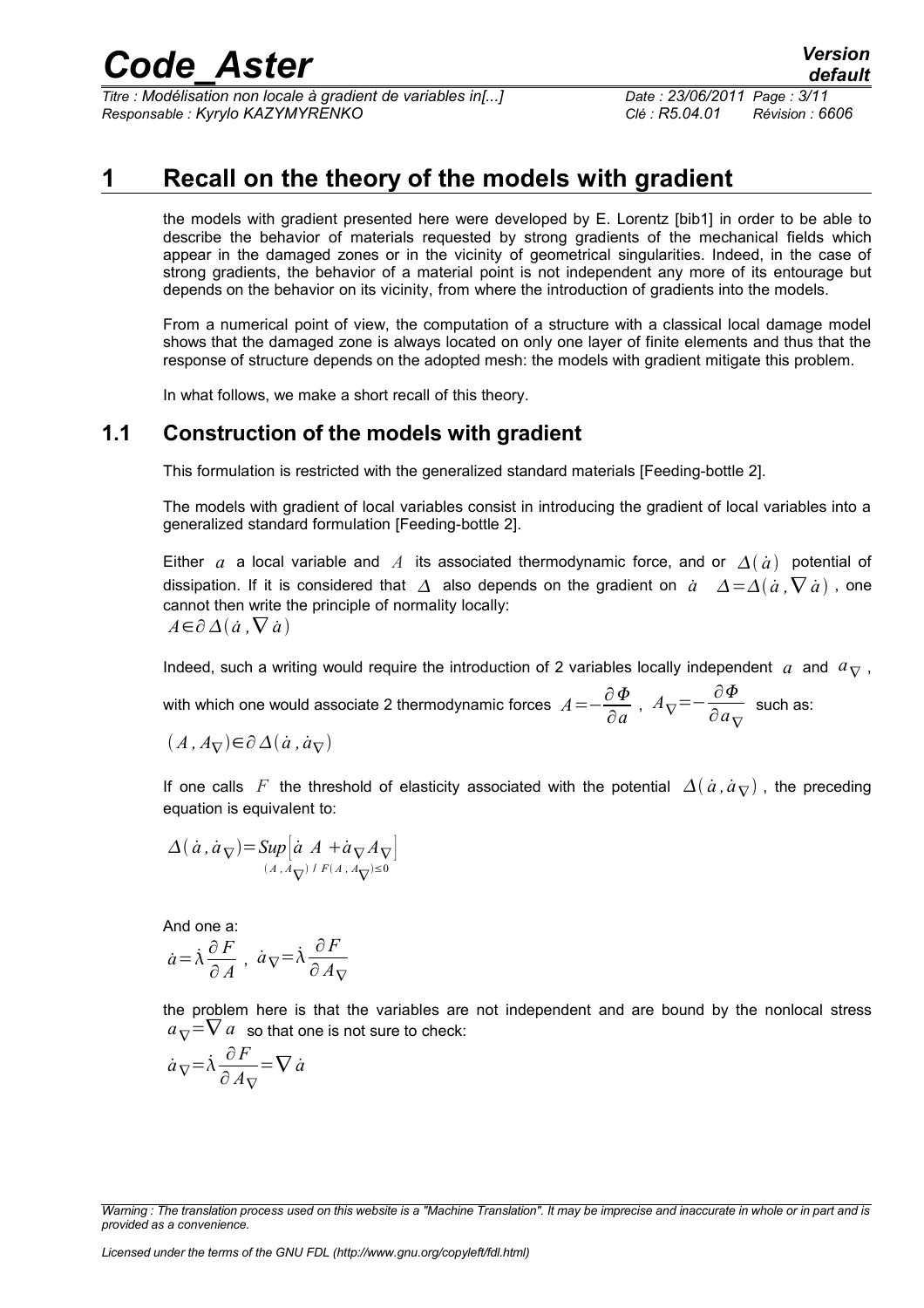# 1 Recall on the theory of the models with gradient

the models with gradient presented here were developed by E. Lorentz [bib1] in order to be able to describe the behavior of materials requested by strong gradients of the mechanical fields which appear in the damaged zones or in the vicinity of geometrical singularities. Indeed, in the case of strong gradients, the behavior of a material point is not independent any more of its entourage but depends on the behavior on its vicinity, from where the introduction of gradients into the models.

From a numerical point of view, the computation of a structure with a classical local damage model shows that the damaged zone is always located on only one layer of finite elements and thus that the response of structure depends on the adopted mesh: the models with gradient mitigate this problem.

In what follows, we make a short recall of this theory.

## 1.1 Construction of the models with gradient

This formulation is restricted with the generalized standard materials [Feeding-bottle 2].

The models with gradient of local variables consist in introducing the gradient of local variables into a generalized standard formulation [Feeding-bottle 2].

Either $a$ a local variable and $A$ its associated thermodynamic force, and or $\Delta(\dot{a})$ potential of dissipation. If it is considered that $\Delta$ also depends on the gradient on $\dot{a}$ $\Delta=\Delta(\dot{a},\nabla\dot{a})$, one cannot then write the principle of normality locally:

$$A\in\partial\Delta(\dot{a},\nabla\dot{a})$$

Indeed, such a writing would require the introduction of 2 variables locally independent $a$ and $a_{\nabla}$, with which one would associate 2 thermodynamic forces $A=-\frac{\partial\Phi}{\partial a}$, $A_{\nabla}=-\frac{\partial\Phi}{\partial a_{\nabla}}$ such as:

$$(A,A_{\nabla})\in\partial\Delta(\dot{a},\dot{a}_{\nabla})$$

If one calls $F$ the threshold of elasticity associated with the potential $\Delta(\dot{a},\dot{a}_{\nabla})$, the preceding equation is equivalent to:

$$\Delta(\dot{a},\dot{a}_{\nabla})=\underset{(A,A_{\nabla})\,/\,F(A,A_{\nabla})\leq 0}{Sup}\left[\dot{a}\ A+\dot{a}_{\nabla}A_{\nabla}\right]$$

And one a:

$$\dot{a}=\dot{\lambda}\frac{\partial F}{\partial A}\ ,\ \dot{a}_{\nabla}=\dot{\lambda}\frac{\partial F}{\partial A_{\nabla}}$$

the problem here is that the variables are not independent and are bound by the nonlocal stress $a_{\nabla}=\nabla a$ so that one is not sure to check:

$$\dot{a}_{\nabla}=\dot{\lambda}\frac{\partial F}{\partial A_{\nabla}}=\nabla\dot{a}$$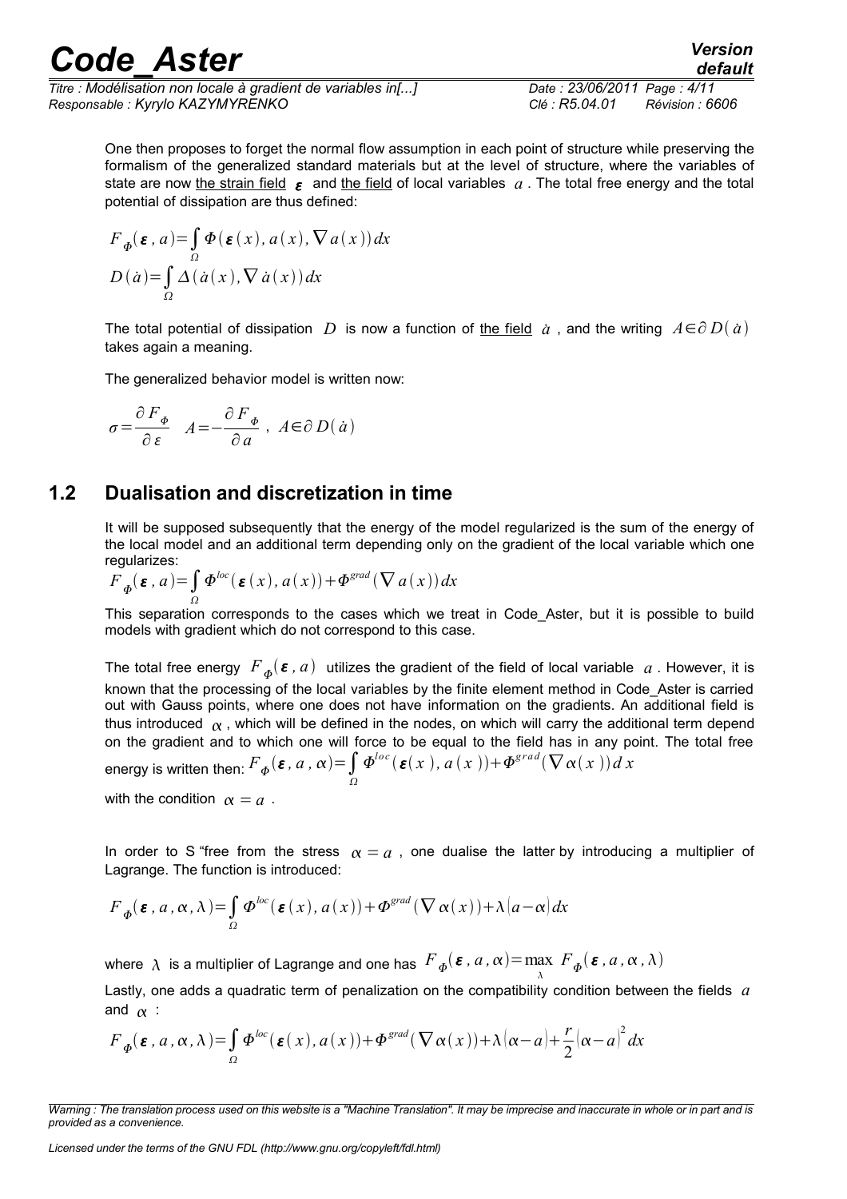One then proposes to forget the normal flow assumption in each point of structure while preserving the formalism of the generalized standard materials but at the level of structure, where the variables of state are now the strain field $\boldsymbol{\varepsilon}$ and the field of local variables $a$. The total free energy and the total potential of dissipation are thus defined:

$$F_{\Phi}(\boldsymbol{\varepsilon}, a) = \int_{\Omega} \Phi(\boldsymbol{\varepsilon}(x), a(x), \nabla a(x))\, dx$$

$$D(\dot{a}) = \int_{\Omega} \Delta(\dot{a}(x), \nabla \dot{a}(x))\, dx$$

The total potential of dissipation $D$ is now a function of the field $\dot{a}$, and the writing $A \in \partial D(\dot{a})$ takes again a meaning.

The generalized behavior model is written now:

$$\sigma = \frac{\partial F_{\Phi}}{\partial \varepsilon} \quad A = -\frac{\partial F_{\Phi}}{\partial a}, \; A \in \partial D(\dot{a})$$

## 1.2 Dualisation and discretization in time

It will be supposed subsequently that the energy of the model regularized is the sum of the energy of the local model and an additional term depending only on the gradient of the local variable which one regularizes:

$$F_{\Phi}(\boldsymbol{\varepsilon}, a) = \int_{\Omega} \Phi^{loc}(\boldsymbol{\varepsilon}(x), a(x)) + \Phi^{grad}(\nabla a(x))\, dx$$

This separation corresponds to the cases which we treat in Code_Aster, but it is possible to build models with gradient which do not correspond to this case.

The total free energy $F_{\Phi}(\boldsymbol{\varepsilon}, a)$ utilizes the gradient of the field of local variable $a$. However, it is known that the processing of the local variables by the finite element method in Code_Aster is carried out with Gauss points, where one does not have information on the gradients. An additional field is thus introduced $\alpha$, which will be defined in the nodes, on which will carry the additional term depend on the gradient and to which one will force to be equal to the field has in any point. The total free energy is written then: $F_{\Phi}(\boldsymbol{\varepsilon}, a, \alpha) = \int_{\Omega} \Phi^{loc}(\boldsymbol{\varepsilon}(x), a(x)) + \Phi^{grad}(\nabla \alpha(x))\, dx$

with the condition $\alpha = a$.

In order to S "free from the stress $\alpha = a$, one dualise the latter by introducing a multiplier of Lagrange. The function is introduced:

$$F_{\Phi}(\boldsymbol{\varepsilon}, a, \alpha, \lambda) = \int_{\Omega} \Phi^{loc}(\boldsymbol{\varepsilon}(x), a(x)) + \Phi^{grad}(\nabla \alpha(x)) + \lambda(a - \alpha)\, dx$$

where $\lambda$ is a multiplier of Lagrange and one has $F_{\Phi}(\boldsymbol{\varepsilon}, a, \alpha) = \max_{\lambda} F_{\Phi}(\boldsymbol{\varepsilon}, a, \alpha, \lambda)$

Lastly, one adds a quadratic term of penalization on the compatibility condition between the fields $a$ and $\alpha$:

$$F_{\Phi}(\boldsymbol{\varepsilon}, a, \alpha, \lambda) = \int_{\Omega} \Phi^{loc}(\boldsymbol{\varepsilon}(x), a(x)) + \Phi^{grad}(\nabla \alpha(x)) + \lambda(\alpha - a) + \frac{r}{2}(\alpha - a)^2\, dx$$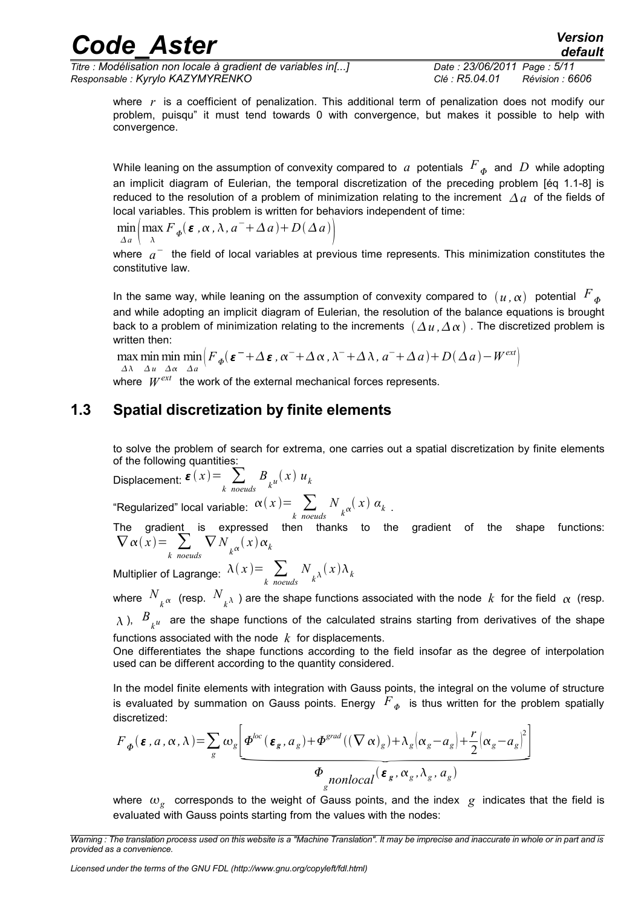where $r$ is a coefficient of penalization. This additional term of penalization does not modify our problem, puisqu" it must tend towards 0 with convergence, but makes it possible to help with convergence.

While leaning on the assumption of convexity compared to $a$ potentials $F_{\Phi}$ and $D$ while adopting an implicit diagram of Eulerian, the temporal discretization of the preceding problem [éq 1.1-8] is reduced to the resolution of a problem of minimization relating to the increment $\Delta a$ of the fields of local variables. This problem is written for behaviors independent of time:

$$\min_{\Delta a}\left(\max_{\lambda} F_{\Phi}(\boldsymbol{\varepsilon}, \alpha, \lambda, a^{-}+\Delta a)+D(\Delta a)\right)$$

where $a^{-}$ the field of local variables at previous time represents. This minimization constitutes the constitutive law.

In the same way, while leaning on the assumption of convexity compared to $(u, \alpha)$ potential $F_{\Phi}$ and while adopting an implicit diagram of Eulerian, the resolution of the balance equations is brought back to a problem of minimization relating to the increments $(\Delta u, \Delta \alpha)$. The discretized problem is written then:

$$\max_{\Delta\lambda}\min_{\Delta u}\min_{\Delta\alpha}\min_{\Delta a}\left(F_{\Phi}(\boldsymbol{\varepsilon}^{-}+\Delta\boldsymbol{\varepsilon}, \alpha^{-}+\Delta\alpha, \lambda^{-}+\Delta\lambda, a^{-}+\Delta a)+D(\Delta a)-W^{ext}\right)$$

where $W^{ext}$ the work of the external mechanical forces represents.

## 1.3 Spatial discretization by finite elements

to solve the problem of search for extrema, one carries out a spatial discretization by finite elements of the following quantities:

Displacement: $\boldsymbol{\varepsilon}(x)=\sum_{k\ noeuds} B_{k^u}(x)\,u_k$

"Regularized" local variable: $\alpha(x)=\sum_{k\ noeuds} N_{k^\alpha}(x)\,\alpha_k$.

The gradient is expressed then thanks to the gradient of the shape functions: $\nabla\alpha(x)=\sum_{k\ noeuds}\nabla N_{k^\alpha}(x)\alpha_k$

Multiplier of Lagrange: $\lambda(x)=\sum_{k\ noeuds} N_{k^\lambda}(x)\lambda_k$

where $N_{k^\alpha}$ (resp. $N_{k^\lambda}$) are the shape functions associated with the node $k$ for the field $\alpha$ (resp. $\lambda$), $B_{k^u}$ are the shape functions of the calculated strains starting from derivatives of the shape functions associated with the node $k$ for displacements.
One differentiates the shape functions according to the field insofar as the degree of interpolation used can be different according to the quantity considered.

In the model finite elements with integration with Gauss points, the integral on the volume of structure is evaluated by summation on Gauss points. Energy $F_{\Phi}$ is thus written for the problem spatially discretized:

$$F_{\Phi}(\boldsymbol{\varepsilon}, a, \alpha, \lambda)=\sum_g \omega_g \underbrace{\left[\Phi^{loc}(\boldsymbol{\varepsilon}_g, a_g)+\Phi^{grad}((\nabla\alpha)_g)+\lambda_g(\alpha_g-a_g)+\frac{r}{2}(\alpha_g-a_g)^2\right]}_{\Phi_{nonlocal}(\boldsymbol{\varepsilon}_g, \alpha_g, \lambda_g, a_g)}$$

where $\omega_g$ corresponds to the weight of Gauss points, and the index $g$ indicates that the field is evaluated with Gauss points starting from the values with the nodes: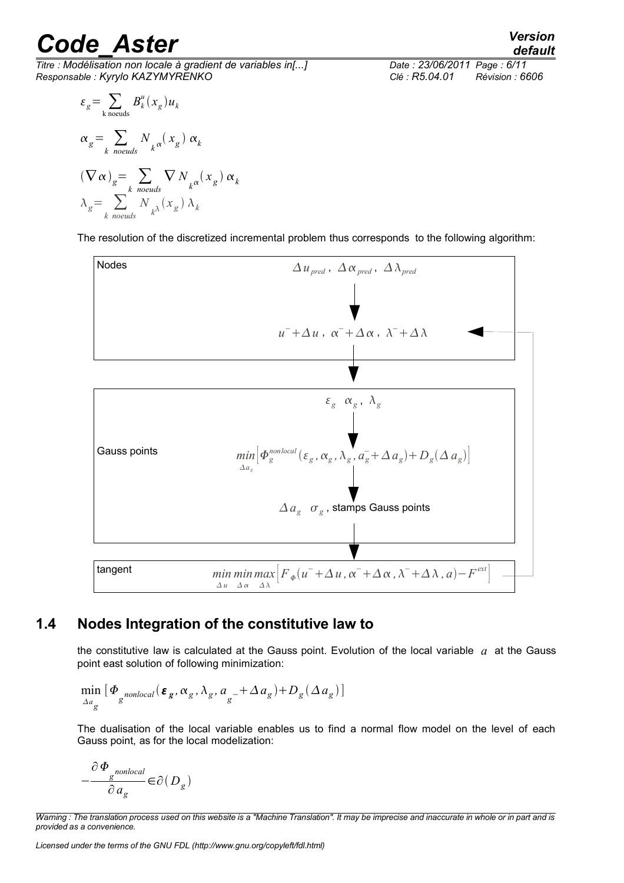$$\varepsilon_g = \sum_{\text{k noeuds}} B_k^u(x_g) u_k$$

$$\alpha_g = \sum_{k \ noeuds} N_{k^\alpha}(x_g)\ \alpha_k$$

$$(\nabla \alpha)_g = \sum_{k \ noeuds} \nabla N_{k^\alpha}(x_g)\ \alpha_k$$

$$\lambda_g = \sum_{k \ noeuds} N_{k^\lambda}(x_g)\ \lambda_k$$

The resolution of the discretized incremental problem thus corresponds to the following algorithm:

| | |
|---|---|
| Nodes | $\Delta u_{pred},\ \Delta \alpha_{pred},\ \Delta \lambda_{pred}$ ↓ $u^- + \Delta u,\ \alpha^- + \Delta \alpha,\ \lambda^- + \Delta \lambda$ |
| Gauss points | $\varepsilon_g \quad \alpha_g,\ \lambda_g$ ↓ $\min_{\Delta a_g} \left[ \Phi_g^{nonlocal}(\varepsilon_g, \alpha_g, \lambda_g, a_g^- + \Delta a_g) + D_g(\Delta a_g) \right]$ ↓ $\Delta a_g \quad \sigma_g$, stamps Gauss points |
| tangent | $\min_{\Delta u} \min_{\Delta \alpha} \max_{\Delta \lambda} \left[ F_\Phi(u^- + \Delta u, \alpha^- + \Delta \alpha, \lambda^- + \Delta \lambda, a) - F^{ext} \right]$ |

## 1.4 Nodes Integration of the constitutive law to

the constitutive law is calculated at the Gauss point. Evolution of the local variable $a$ at the Gauss point east solution of following minimization:

$$\min_{\Delta a_g} \left[ \Phi_{g^{nonlocal}}(\boldsymbol{\varepsilon}_g, \alpha_g, \lambda_g, a_{g^-} + \Delta a_g) + D_g(\Delta a_g) \right]$$

The dualisation of the local variable enables us to find a normal flow model on the level of each Gauss point, as for the local modelization:

$$-\frac{\partial \Phi_{g^{nonlocal}}}{\partial a_g} \in \partial(D_g)$$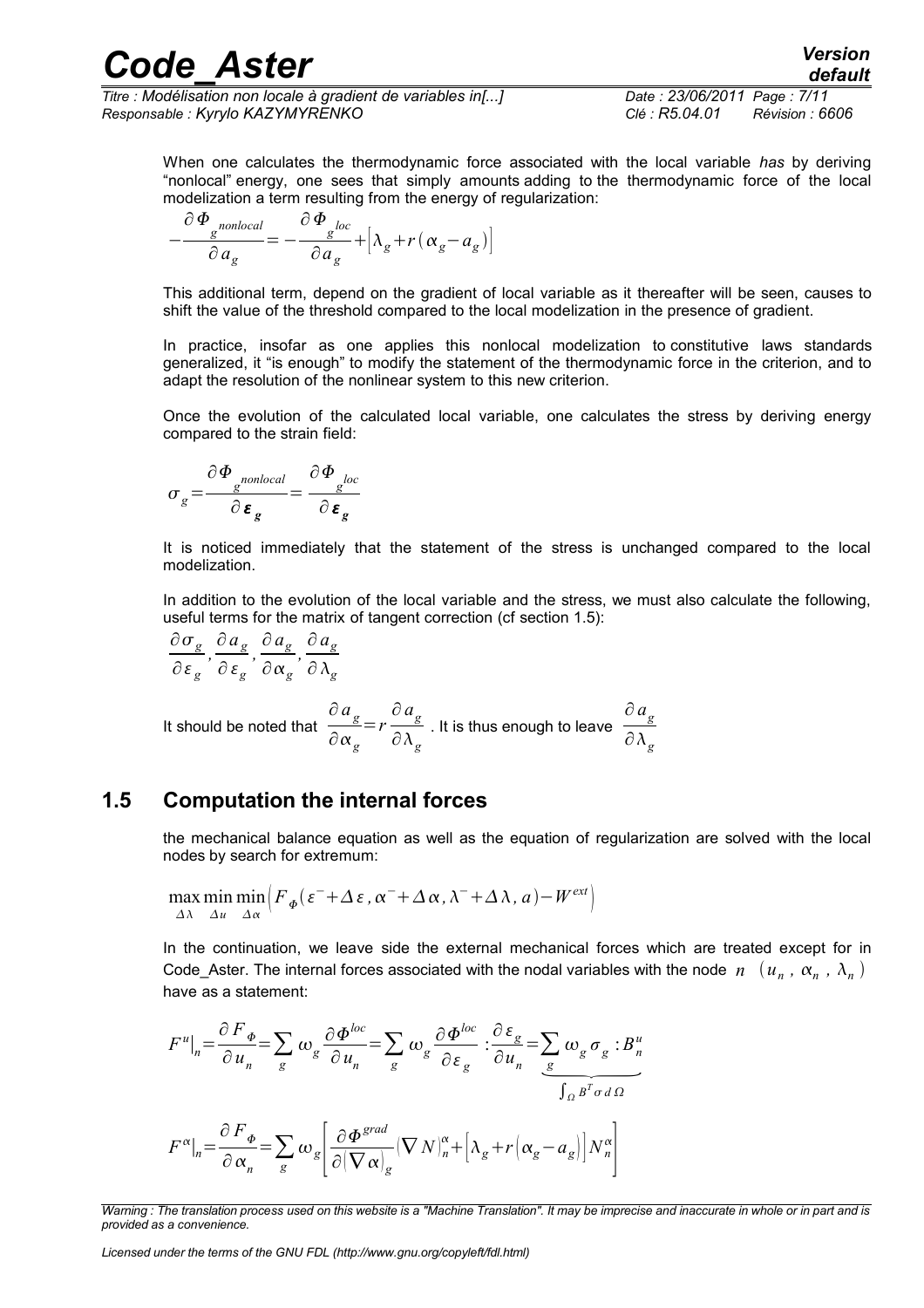When one calculates the thermodynamic force associated with the local variable *has* by deriving "nonlocal" energy, one sees that simply amounts adding to the thermodynamic force of the local modelization a term resulting from the energy of regularization:

$$-\frac{\partial \Phi_g^{nonlocal}}{\partial a_g}=-\frac{\partial \Phi_g^{loc}}{\partial a_g}+\left[\lambda_g+r(\alpha_g-a_g)\right]$$

This additional term, depend on the gradient of local variable as it thereafter will be seen, causes to shift the value of the threshold compared to the local modelization in the presence of gradient.

In practice, insofar as one applies this nonlocal modelization to constitutive laws standards generalized, it "is enough" to modify the statement of the thermodynamic force in the criterion, and to adapt the resolution of the nonlinear system to this new criterion.

Once the evolution of the calculated local variable, one calculates the stress by deriving energy compared to the strain field:

$$\sigma_g=\frac{\partial \Phi_g^{nonlocal}}{\partial \boldsymbol{\varepsilon}_g}=\frac{\partial \Phi_g^{loc}}{\partial \boldsymbol{\varepsilon}_g}$$

It is noticed immediately that the statement of the stress is unchanged compared to the local modelization.

In addition to the evolution of the local variable and the stress, we must also calculate the following, useful terms for the matrix of tangent correction (cf section 1.5):

$$\frac{\partial \sigma_g}{\partial \varepsilon_g},\frac{\partial a_g}{\partial \varepsilon_g},\frac{\partial a_g}{\partial \alpha_g},\frac{\partial a_g}{\partial \lambda_g}$$

It should be noted that $\frac{\partial a_g}{\partial \alpha_g}=r\frac{\partial a_g}{\partial \lambda_g}$. It is thus enough to leave $\frac{\partial a_g}{\partial \lambda_g}$

## 1.5 Computation the internal forces

the mechanical balance equation as well as the equation of regularization are solved with the local nodes by search for extremum:

$$\max_{\Delta\lambda}\min_{\Delta u}\min_{\Delta\alpha}\left(F_\Phi(\varepsilon^-+\Delta\varepsilon,\alpha^-+\Delta\alpha,\lambda^-+\Delta\lambda,a)-W^{ext}\right)$$

In the continuation, we leave side the external mechanical forces which are treated except for in Code_Aster. The internal forces associated with the nodal variables with the node $n$ $(u_n, \alpha_n, \lambda_n)$ have as a statement:

$$F^u|_n=\frac{\partial F_\Phi}{\partial u_n}=\sum_g \omega_g\frac{\partial \Phi^{loc}}{\partial u_n}=\sum_g \omega_g\frac{\partial \Phi^{loc}}{\partial \varepsilon_g}:\frac{\partial \varepsilon_g}{\partial u_n}=\underbrace{\sum_g \omega_g \sigma_g : B_n^u}_{\int_\Omega B^T\sigma\, d\Omega}$$

$$F^\alpha|_n=\frac{\partial F_\Phi}{\partial \alpha_n}=\sum_g \omega_g\left[\frac{\partial \Phi^{grad}}{\partial (\nabla\alpha)_g}(\nabla N)_n^\alpha+\left[\lambda_g+r\left(\alpha_g-a_g\right)\right]N_n^\alpha\right]$$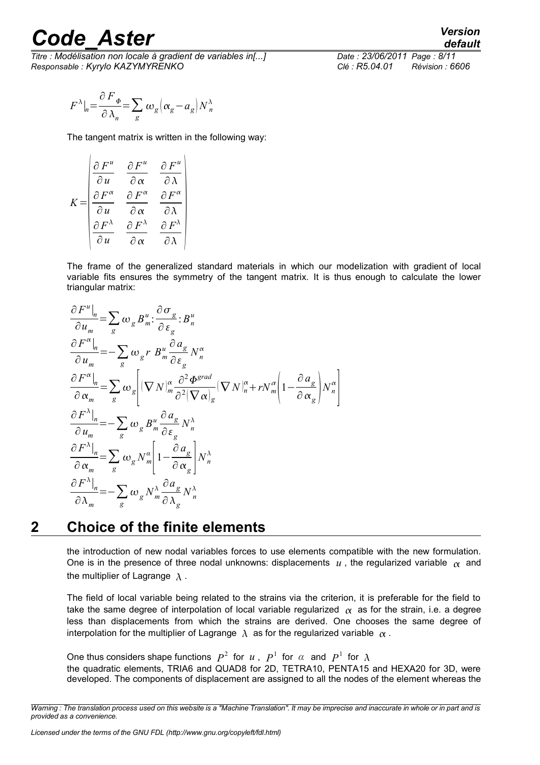$$F^{\lambda}|_n = \frac{\partial F_{\Phi}}{\partial \lambda_n} = \sum_g \omega_g \left(\alpha_g - a_g\right) N_n^{\lambda}$$

The tangent matrix is written in the following way:

$$K = \begin{pmatrix} \frac{\partial F^u}{\partial u} & \frac{\partial F^u}{\partial \alpha} & \frac{\partial F^u}{\partial \lambda} \\ \frac{\partial F^{\alpha}}{\partial u} & \frac{\partial F^{\alpha}}{\partial \alpha} & \frac{\partial F^{\alpha}}{\partial \lambda} \\ \frac{\partial F^{\lambda}}{\partial u} & \frac{\partial F^{\lambda}}{\partial \alpha} & \frac{\partial F^{\lambda}}{\partial \lambda} \end{pmatrix}$$

The frame of the generalized standard materials in which our modelization with gradient of local variable fits ensures the symmetry of the tangent matrix. It is thus enough to calculate the lower triangular matrix:

$$\frac{\partial F^u|_n}{\partial u_m} = \sum_g \omega_g B_m^u : \frac{\partial \sigma_g}{\partial \varepsilon_g} : B_n^u$$

$$\frac{\partial F^{\alpha}|_n}{\partial u_m} = -\sum_g \omega_g r \; B^u_m \frac{\partial a_g}{\partial \varepsilon_g} N_n^{\alpha}$$

$$\frac{\partial F^{\alpha}|_n}{\partial \alpha_m} = \sum_g \omega_g \left[ (\nabla N)_m^{\alpha} \frac{\partial^2 \Phi^{grad}}{\partial^2 (\nabla \alpha)_g} (\nabla N)_n^{\alpha} + r N_m^{\alpha} \left(1 - \frac{\partial a_g}{\partial \alpha_g}\right) N_n^{\alpha} \right]$$

$$\frac{\partial F^{\lambda}|_n}{\partial u_m} = -\sum_g \omega_g B^u_m \frac{\partial a_g}{\partial \varepsilon_g} N_n^{\lambda}$$

$$\frac{\partial F^{\lambda}|_n}{\partial \alpha_m} = \sum_g \omega_g N_m^{\alpha} \left[1 - \frac{\partial a_g}{\partial \alpha_g}\right] N_n^{\lambda}$$

$$\frac{\partial F^{\lambda}|_n}{\partial \lambda_m} = -\sum_g \omega_g N^{\lambda}_m \frac{\partial a_g}{\partial \lambda_g} N_n^{\lambda}$$

# 2 Choice of the finite elements

the introduction of new nodal variables forces to use elements compatible with the new formulation. One is in the presence of three nodal unknowns: displacements $u$, the regularized variable $\alpha$ and the multiplier of Lagrange $\lambda$.

The field of local variable being related to the strains via the criterion, it is preferable for the field to take the same degree of interpolation of local variable regularized $\alpha$ as for the strain, i.e. a degree less than displacements from which the strains are derived. One chooses the same degree of interpolation for the multiplier of Lagrange $\lambda$ as for the regularized variable $\alpha$.

One thus considers shape functions $P^2$ for $u$, $P^1$ for $\alpha$ and $P^1$ for $\lambda$
the quadratic elements, TRIA6 and QUAD8 for 2D, TETRA10, PENTA15 and HEXA20 for 3D, were developed. The components of displacement are assigned to all the nodes of the element whereas the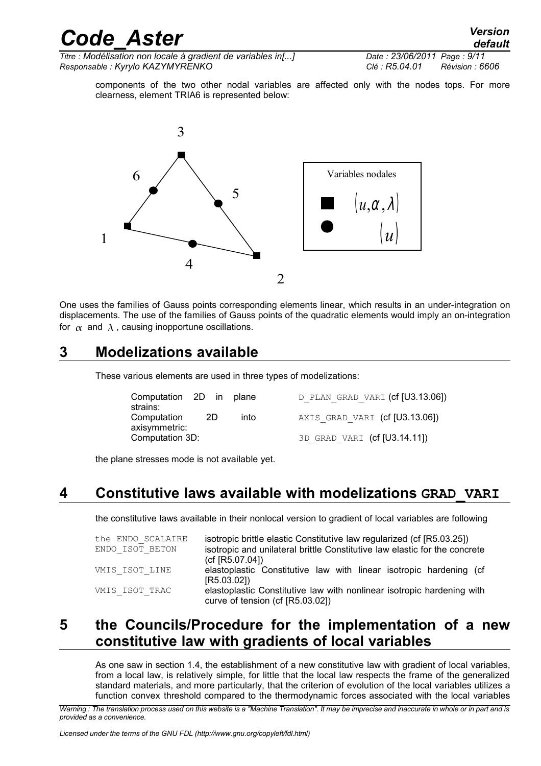components of the two other nodal variables are affected only with the nodes tops. For more clearness, element TRIA6 is represented below:

One uses the families of Gauss points corresponding elements linear, which results in an under-integration on displacements. The use of the families of Gauss points of the quadratic elements would imply an on-integration for $\alpha$ and $\lambda$, causing inopportune oscillations.

# 3 Modelizations available

These various elements are used in three types of modelizations:

| | |
|---|---|
| Computation 2D in plane strains: | D_PLAN_GRAD_VARI (cf [U3.13.06]) |
| Computation 2D into axisymmetric: | AXIS_GRAD_VARI (cf [U3.13.06]) |
| Computation 3D: | 3D_GRAD_VARI (cf [U3.14.11]) |

the plane stresses mode is not available yet.

# 4 Constitutive laws available with modelizations GRAD_VARI

the constitutive laws available in their nonlocal version to gradient of local variables are following

| | |
|---|---|
| the ENDO_SCALAIRE | isotropic brittle elastic Constitutive law regularized (cf [R5.03.25]) |
| ENDO_ISOT_BETON | isotropic and unilateral brittle Constitutive law elastic for the concrete (cf [R5.07.04]) |
| VMIS_ISOT_LINE | elastoplastic Constitutive law with linear isotropic hardening (cf [R5.03.02]) |
| VMIS_ISOT_TRAC | elastoplastic Constitutive law with nonlinear isotropic hardening with curve of tension (cf [R5.03.02]) |

# 5 the Councils/Procedure for the implementation of a new constitutive law with gradients of local variables

As one saw in section 1.4, the establishment of a new constitutive law with gradient of local variables, from a local law, is relatively simple, for little that the local law respects the frame of the generalized standard materials, and more particularly, that the criterion of evolution of the local variables utilizes a function convex threshold compared to the thermodynamic forces associated with the local variables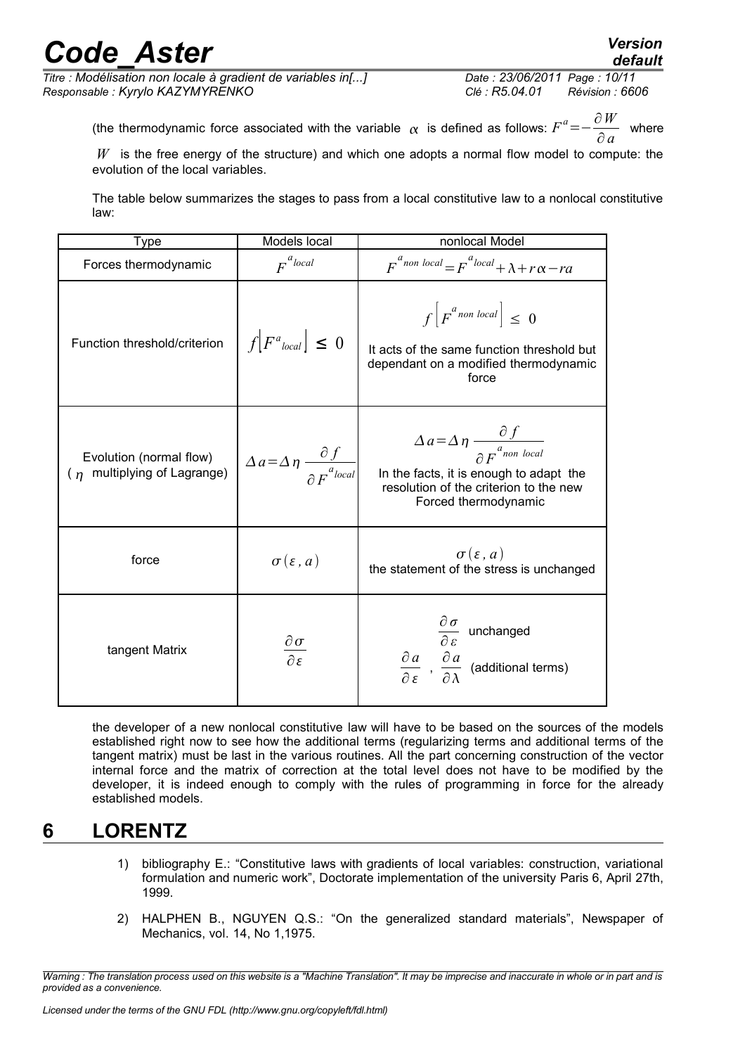(the thermodynamic force associated with the variable $\alpha$ is defined as follows: $F^a = -\frac{\partial W}{\partial a}$ where $W$ is the free energy of the structure) and which one adopts a normal flow model to compute: the evolution of the local variables.

The table below summarizes the stages to pass from a local constitutive law to a nonlocal constitutive law:

| Type | Models local | nonlocal Model |
|---|---|---|
| Forces thermodynamic | $F^{a_{local}}$ | $F^{a_{non\ local}} = F^{a_{local}} + \lambda + r\alpha - ra$ |
| Function threshold/criterion | $f\left[F^a{}_{local}\right] \leq 0$ | $f\left[F^{a_{non\ local}}\right] \leq 0$ It acts of the same function threshold but dependant on a modified thermodynamic force |
| Evolution (normal flow) ( $\eta$ multiplying of Lagrange) | $\Delta a = \Delta \eta \frac{\partial f}{\partial F^{a_{local}}}$ | $\Delta a = \Delta \eta \frac{\partial f}{\partial F^{a_{non\ local}}}$ In the facts, it is enough to adapt the resolution of the criterion to the new Forced thermodynamic |
| force | $\sigma(\varepsilon, a)$ | $\sigma(\varepsilon, a)$ the statement of the stress is unchanged |
| tangent Matrix | $\frac{\partial \sigma}{\partial \varepsilon}$ | $\frac{\partial \sigma}{\partial \varepsilon}$ unchanged $\frac{\partial a}{\partial \varepsilon}$ , $\frac{\partial a}{\partial \lambda}$ (additional terms) |

the developer of a new nonlocal constitutive law will have to be based on the sources of the models established right now to see how the additional terms (regularizing terms and additional terms of the tangent matrix) must be last in the various routines. All the part concerning construction of the vector internal force and the matrix of correction at the total level does not have to be modified by the developer, it is indeed enough to comply with the rules of programming in force for the already established models.

# 6 LORENTZ

1) bibliography E.: "Constitutive laws with gradients of local variables: construction, variational formulation and numeric work", Doctorate implementation of the university Paris 6, April 27th, 1999.

2) HALPHEN B., NGUYEN Q.S.: "On the generalized standard materials", Newspaper of Mechanics, vol. 14, No 1,1975.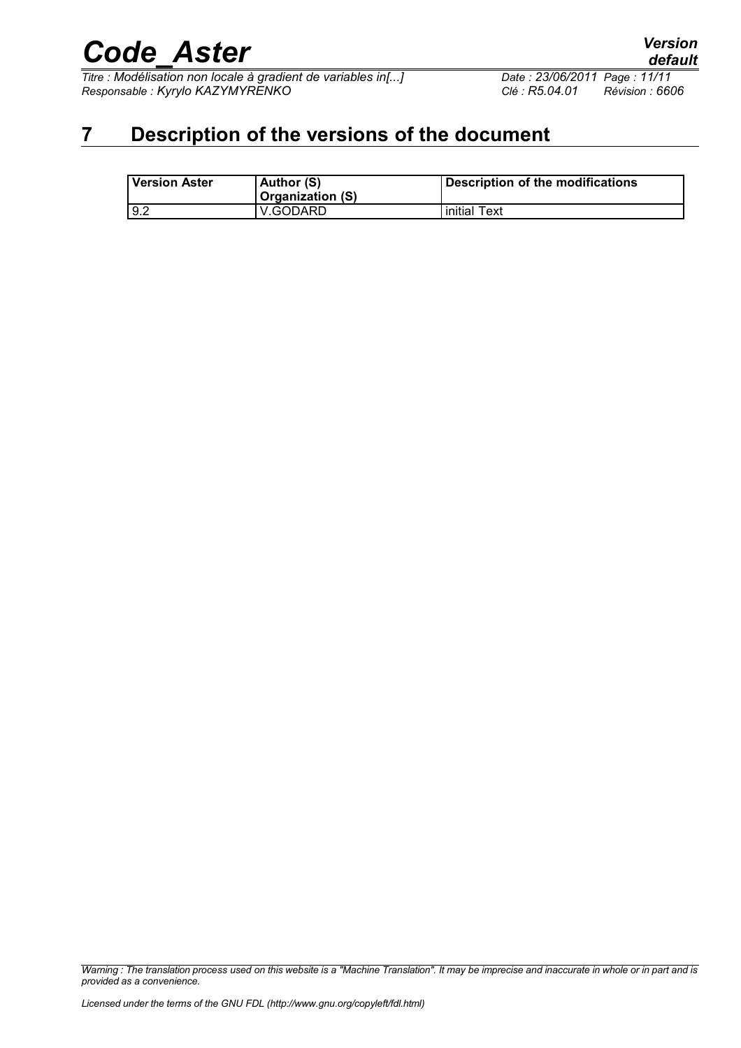# 7 Description of the versions of the document

| Version Aster | Author (S) Organization (S) | Description of the modifications |
|---|---|---|
| 9.2 | V.GODARD | initial Text |